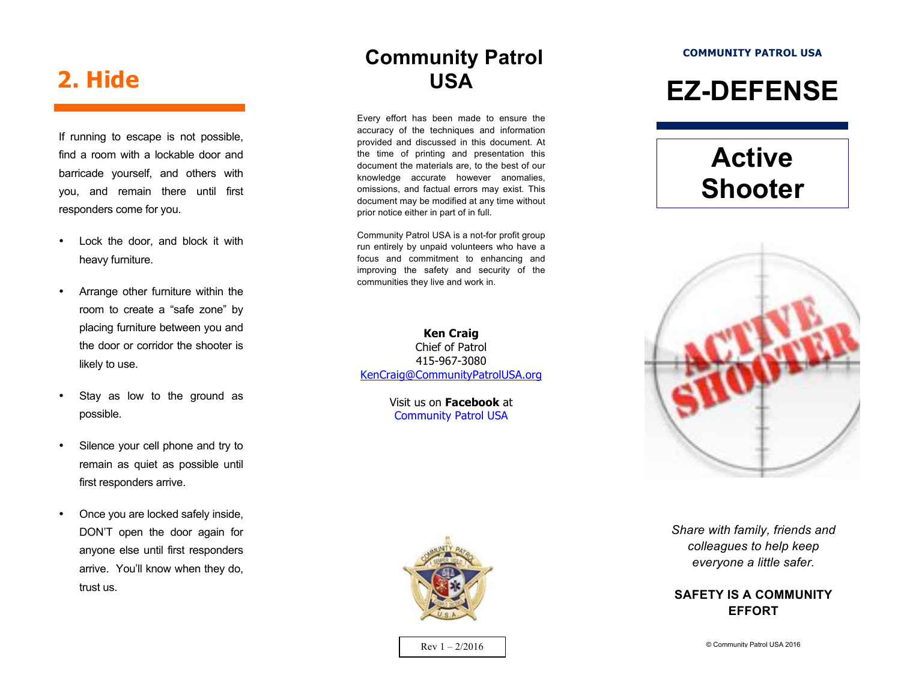## 2. Hide

If running to escape is not possible, find a room with a lockable door and barricade yourself, and others with you, and remain there until first responders come for you.

- Lock the door, and block it with heavy furniture.
- Arrange other furniture within the room to create a "safe zone" by placing furniture between you and the door or corridor the shooter is likely to use.
- Stay as low to the ground as possible.
- Silence your cell phone and try to remain as quiet as possible until first responders arrive.
- Once you are locked safely inside, DON'T open the door again for anyone else until first responders arrive. You'll know when they do, trust us.

# Community Patrol USA

Every effort has been made to ensure the accuracy of the techniques and information provided and discussed in this document. At the time of printing and presentation this document the materials are, to the best of our knowledge accurate however anomalies, omissions, and factual errors may exist. This document may be modified at any time without prior notice either in part of in full.

Community Patrol USA is a not-for profit group run entirely by unpaid volunteers who have a focus and commitment to enhancing and improving the safety and security of the communities they live and work in.

**Ken Craig**
Chief of Patrol
415-967-3080
KenCraig@CommunityPatrolUSA.org

Visit us on **Facebook** at
Community Patrol USA

Rev 1 – 2/2016

**COMMUNITY PATROL USA**

# EZ-DEFENSE

## Active Shooter

*Share with family, friends and colleagues to help keep everyone a little safer.*

**SAFETY IS A COMMUNITY EFFORT**

© Community Patrol USA 2016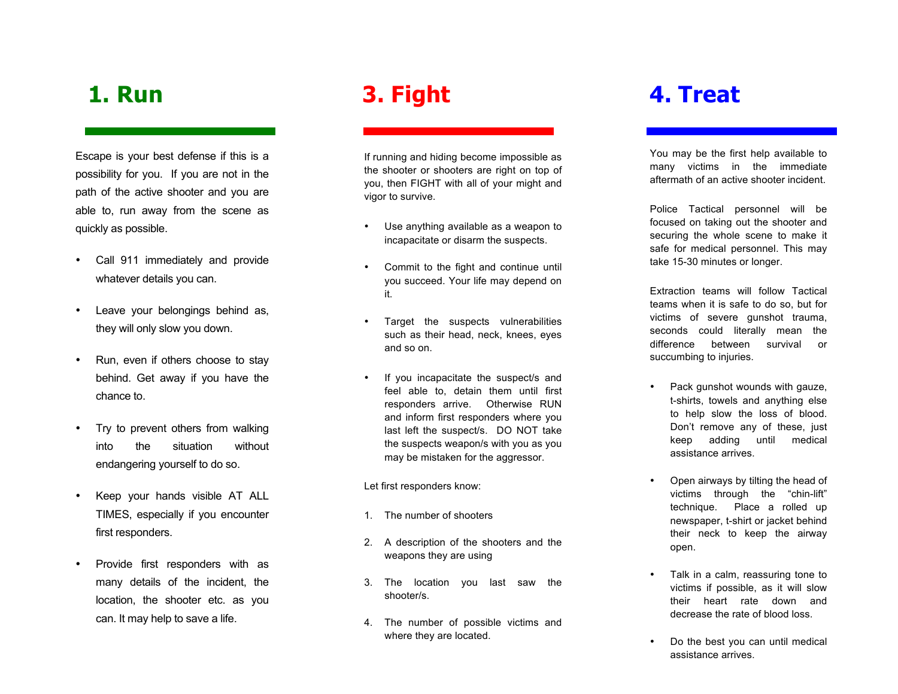## 1. Run

Escape is your best defense if this is a possibility for you. If you are not in the path of the active shooter and you are able to, run away from the scene as quickly as possible.

- Call 911 immediately and provide whatever details you can.
- Leave your belongings behind as, they will only slow you down.
- Run, even if others choose to stay behind. Get away if you have the chance to.
- Try to prevent others from walking into the situation without endangering yourself to do so.
- Keep your hands visible AT ALL TIMES, especially if you encounter first responders.
- Provide first responders with as many details of the incident, the location, the shooter etc. as you can. It may help to save a life.

## 3. Fight

If running and hiding become impossible as the shooter or shooters are right on top of you, then FIGHT with all of your might and vigor to survive.

- Use anything available as a weapon to incapacitate or disarm the suspects.
- Commit to the fight and continue until you succeed. Your life may depend on it.
- Target the suspects vulnerabilities such as their head, neck, knees, eyes and so on.
- If you incapacitate the suspect/s and feel able to, detain them until first responders arrive. Otherwise RUN and inform first responders where you last left the suspect/s. DO NOT take the suspects weapon/s with you as you may be mistaken for the aggressor.

Let first responders know:

1. The number of shooters
2. A description of the shooters and the weapons they are using
3. The location you last saw the shooter/s.
4. The number of possible victims and where they are located.

## 4. Treat

You may be the first help available to many victims in the immediate aftermath of an active shooter incident.

Police Tactical personnel will be focused on taking out the shooter and securing the whole scene to make it safe for medical personnel. This may take 15-30 minutes or longer.

Extraction teams will follow Tactical teams when it is safe to do so, but for victims of severe gunshot trauma, seconds could literally mean the difference between survival or succumbing to injuries.

- Pack gunshot wounds with gauze, t-shirts, towels and anything else to help slow the loss of blood. Don't remove any of these, just keep adding until medical assistance arrives.
- Open airways by tilting the head of victims through the "chin-lift" technique. Place a rolled up newspaper, t-shirt or jacket behind their neck to keep the airway open.
- Talk in a calm, reassuring tone to victims if possible, as it will slow their heart rate down and decrease the rate of blood loss.
- Do the best you can until medical assistance arrives.